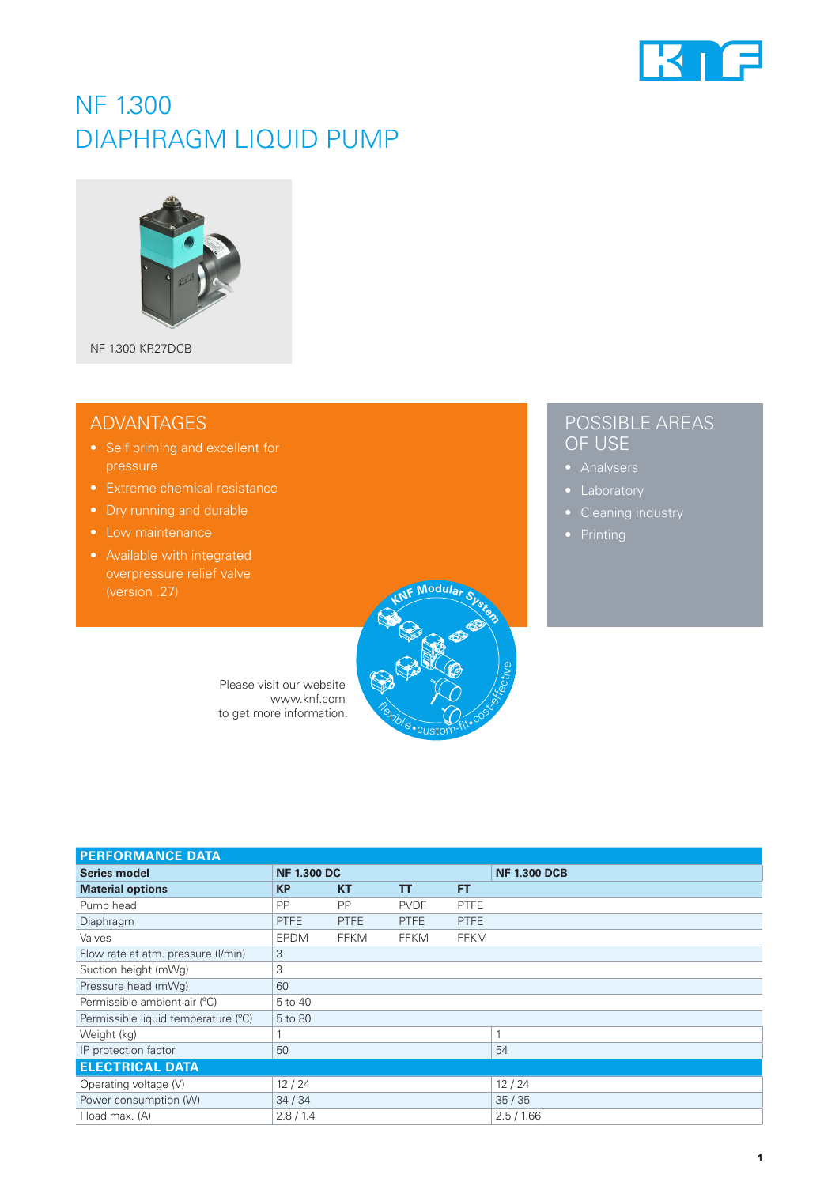# NF 1.300
# DIAPHRAGM LIQUID PUMP

NF 1.300 KP.27DCB

## ADVANTAGES

- Self priming and excellent for pressure
- Extreme chemical resistance
- Dry running and durable
- Low maintenance
- Available with integrated overpressure relief valve (version .27)

## POSSIBLE AREAS OF USE

- Analysers
- Laboratory
- Cleaning industry
- Printing

Please visit our website www.knf.com to get more information.

| PERFORMANCE DATA | | | | | |
|---|---|---|---|---|---|
| **Series model** | **NF 1.300 DC** | | | | **NF 1.300 DCB** |
| **Material options** | **KP** | **KT** | **TT** | **FT** | |
| Pump head | PP | PP | PVDF | PTFE | |
| Diaphragm | PTFE | PTFE | PTFE | PTFE | |
| Valves | EPDM | FFKM | FFKM | FFKM | |
| Flow rate at atm. pressure (l/min) | 3 | | | | |
| Suction height (mWg) | 3 | | | | |
| Pressure head (mWg) | 60 | | | | |
| Permissible ambient air (°C) | 5 to 40 | | | | |
| Permissible liquid temperature (°C) | 5 to 80 | | | | |
| Weight (kg) | 1 | | | | 1 |
| IP protection factor | 50 | | | | 54 |
| **ELECTRICAL DATA** | | | | | |
| Operating voltage (V) | 12 / 24 | | | | 12 / 24 |
| Power consumption (W) | 34 / 34 | | | | 35 / 35 |
| I load max. (A) | 2.8 / 1.4 | | | | 2.5 / 1.66 |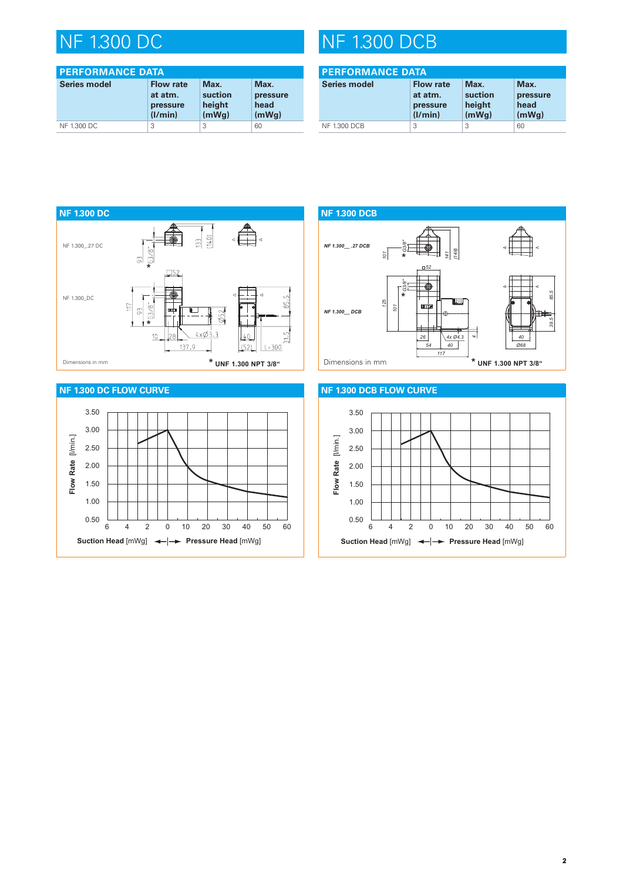# NF 1.300 DC

## PERFORMANCE DATA

| Series model | Flow rate at atm. pressure (l/min) | Max. suction height (mWg) | Max. pressure head (mWg) |
|---|---|---|---|
| NF 1.300 DC | 3 | 3 | 60 |

# NF 1.300 DCB

## PERFORMANCE DATA

| Series model | Flow rate at atm. pressure (l/min) | Max. suction height (mWg) | Max. pressure head (mWg) |
|---|---|---|---|
| NF 1.300 DCB | 3 | 3 | 60 |

## NF 1.300 DC

NF 1.300_.27 DC

NF 1.300_DC

Dimensions in mm

\* UNF 1.300 NPT 3/8"

## NF 1.300 DCB

NF 1.300__.27 DCB

NF 1.300__ DCB

Dimensions in mm

\* UNF 1.300 NPT 3/8"

## NF 1.300 DC FLOW CURVE

Flow Rate [l/min.]

Suction Head [mWg] ◄─|─► Pressure Head [mWg]

## NF 1.300 DCB FLOW CURVE

Flow Rate [l/min.]

Suction Head [mWg] ◄─|─► Pressure Head [mWg]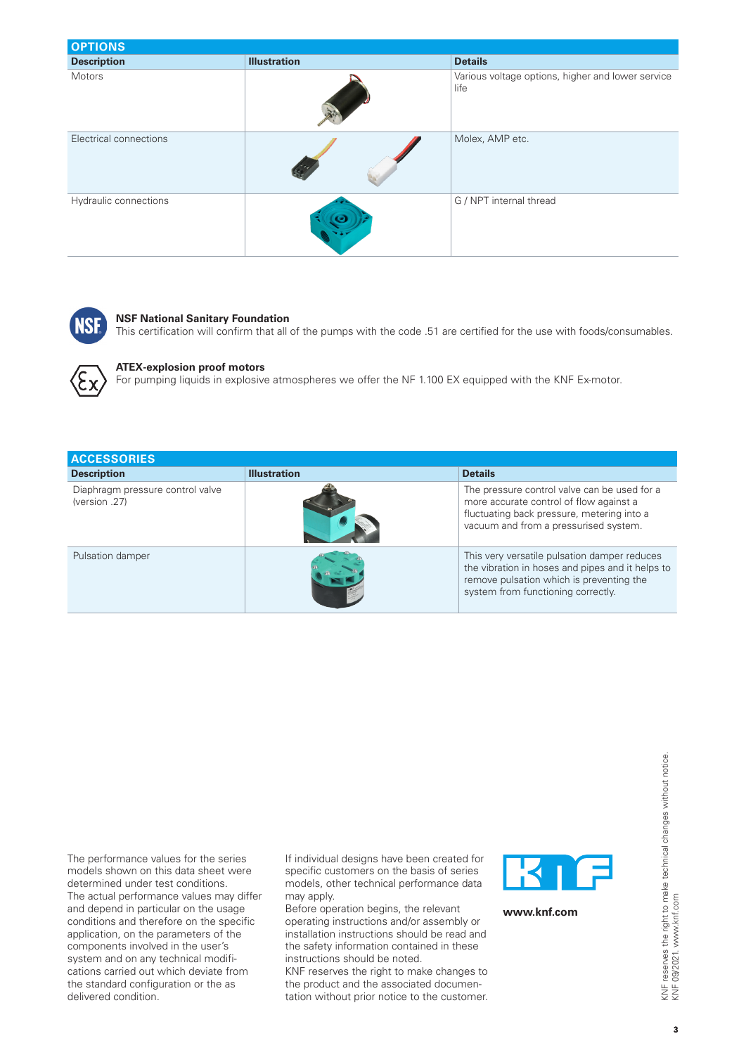## OPTIONS

| Description | Illustration | Details |
|---|---|---|
| Motors | | Various voltage options, higher and lower service life |
| Electrical connections | | Molex, AMP etc. |
| Hydraulic connections | | G / NPT internal thread |

**NSF National Sanitary Foundation**
This certification will confirm that all of the pumps with the code .51 are certified for the use with foods/consumables.

**ATEX-explosion proof motors**
For pumping liquids in explosive atmospheres we offer the NF 1.100 EX equipped with the KNF Ex-motor.

## ACCESSORIES

| Description | Illustration | Details |
|---|---|---|
| Diaphragm pressure control valve (version .27) | | The pressure control valve can be used for a more accurate control of flow against a fluctuating back pressure, metering into a vacuum and from a pressurised system. |
| Pulsation damper | | This very versatile pulsation damper reduces the vibration in hoses and pipes and it helps to remove pulsation which is preventing the system from functioning correctly. |

The performance values for the series models shown on this data sheet were determined under test conditions.
The actual performance values may differ and depend in particular on the usage conditions and therefore on the specific application, on the parameters of the components involved in the user's system and on any technical modifications carried out which deviate from the standard configuration or the as delivered condition.

If individual designs have been created for specific customers on the basis of series models, other technical performance data may apply.
Before operation begins, the relevant operating instructions and/or assembly or installation instructions should be read and the safety information contained in these instructions should be noted.
KNF reserves the right to make changes to the product and the associated documentation without prior notice to the customer.

**www.knf.com**

KNF reserves the right to make technical changes without notice.
KNF 09/2021. www.knf.com